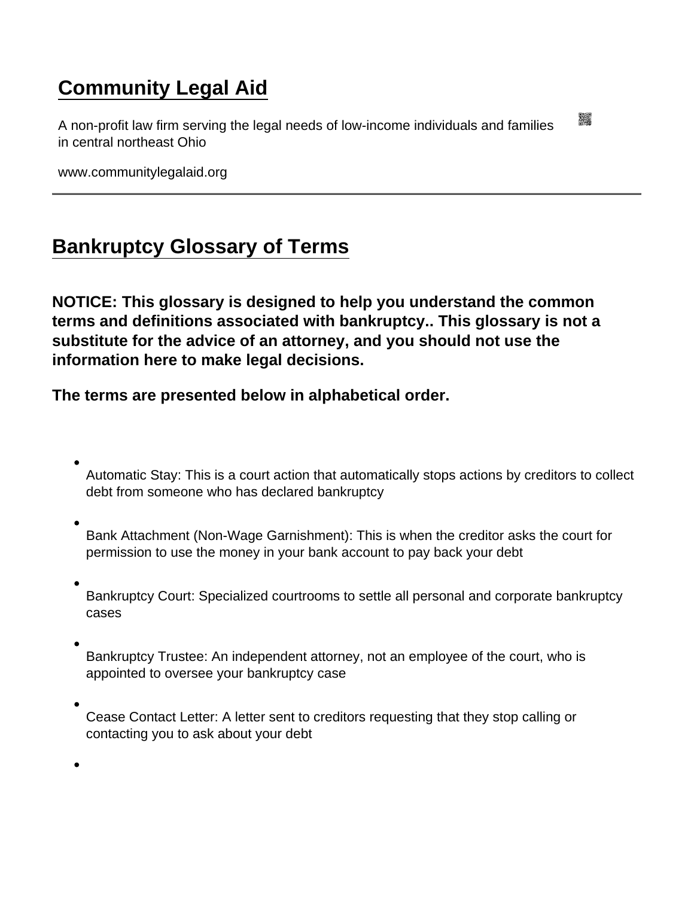# Community Legal Aid

A non-profit law firm serving the legal needs of low-income individuals and families in central northeast Ohio

www.communitylegalaid.org

---

## Bankruptcy Glossary of Terms

**NOTICE: This glossary is designed to help you understand the common terms and definitions associated with bankruptcy.. This glossary is not a substitute for the advice of an attorney, and you should not use the information here to make legal decisions.**

**The terms are presented below in alphabetical order.**

- Automatic Stay: This is a court action that automatically stops actions by creditors to collect debt from someone who has declared bankruptcy
- Bank Attachment (Non-Wage Garnishment): This is when the creditor asks the court for permission to use the money in your bank account to pay back your debt
- Bankruptcy Court: Specialized courtrooms to settle all personal and corporate bankruptcy cases
- Bankruptcy Trustee: An independent attorney, not an employee of the court, who is appointed to oversee your bankruptcy case
- Cease Contact Letter: A letter sent to creditors requesting that they stop calling or contacting you to ask about your debt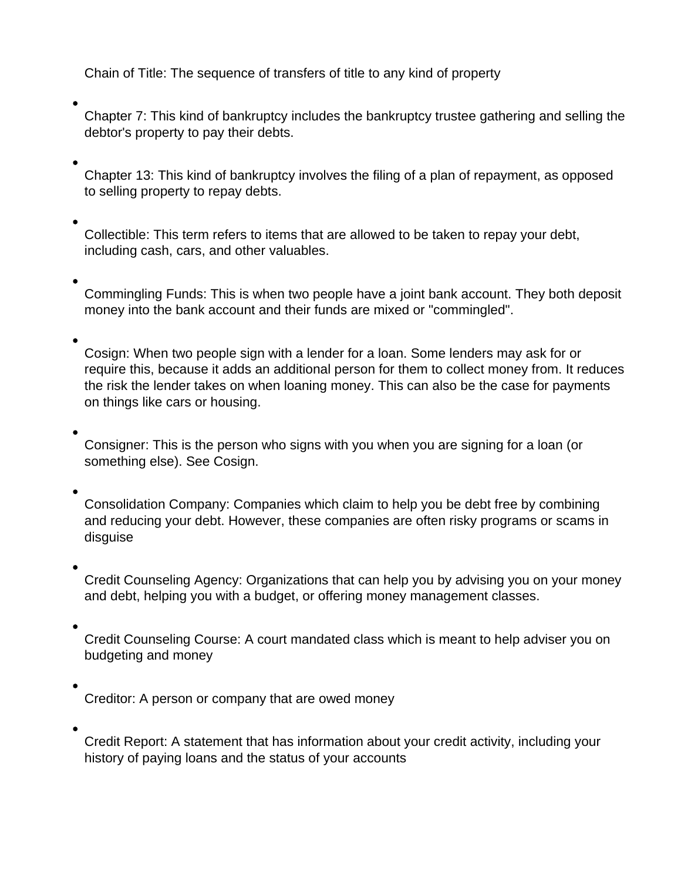- Chain of Title: The sequence of transfers of title to any kind of property

- Chapter 7: This kind of bankruptcy includes the bankruptcy trustee gathering and selling the debtor's property to pay their debts.

- Chapter 13: This kind of bankruptcy involves the filing of a plan of repayment, as opposed to selling property to repay debts.

- Collectible: This term refers to items that are allowed to be taken to repay your debt, including cash, cars, and other valuables.

- Commingling Funds: This is when two people have a joint bank account. They both deposit money into the bank account and their funds are mixed or "commingled".

- Cosign: When two people sign with a lender for a loan. Some lenders may ask for or require this, because it adds an additional person for them to collect money from. It reduces the risk the lender takes on when loaning money. This can also be the case for payments on things like cars or housing.

- Consigner: This is the person who signs with you when you are signing for a loan (or something else). See Cosign.

- Consolidation Company: Companies which claim to help you be debt free by combining and reducing your debt. However, these companies are often risky programs or scams in disguise

- Credit Counseling Agency: Organizations that can help you by advising you on your money and debt, helping you with a budget, or offering money management classes.

- Credit Counseling Course: A court mandated class which is meant to help adviser you on budgeting and money

- Creditor: A person or company that are owed money

- Credit Report: A statement that has information about your credit activity, including your history of paying loans and the status of your accounts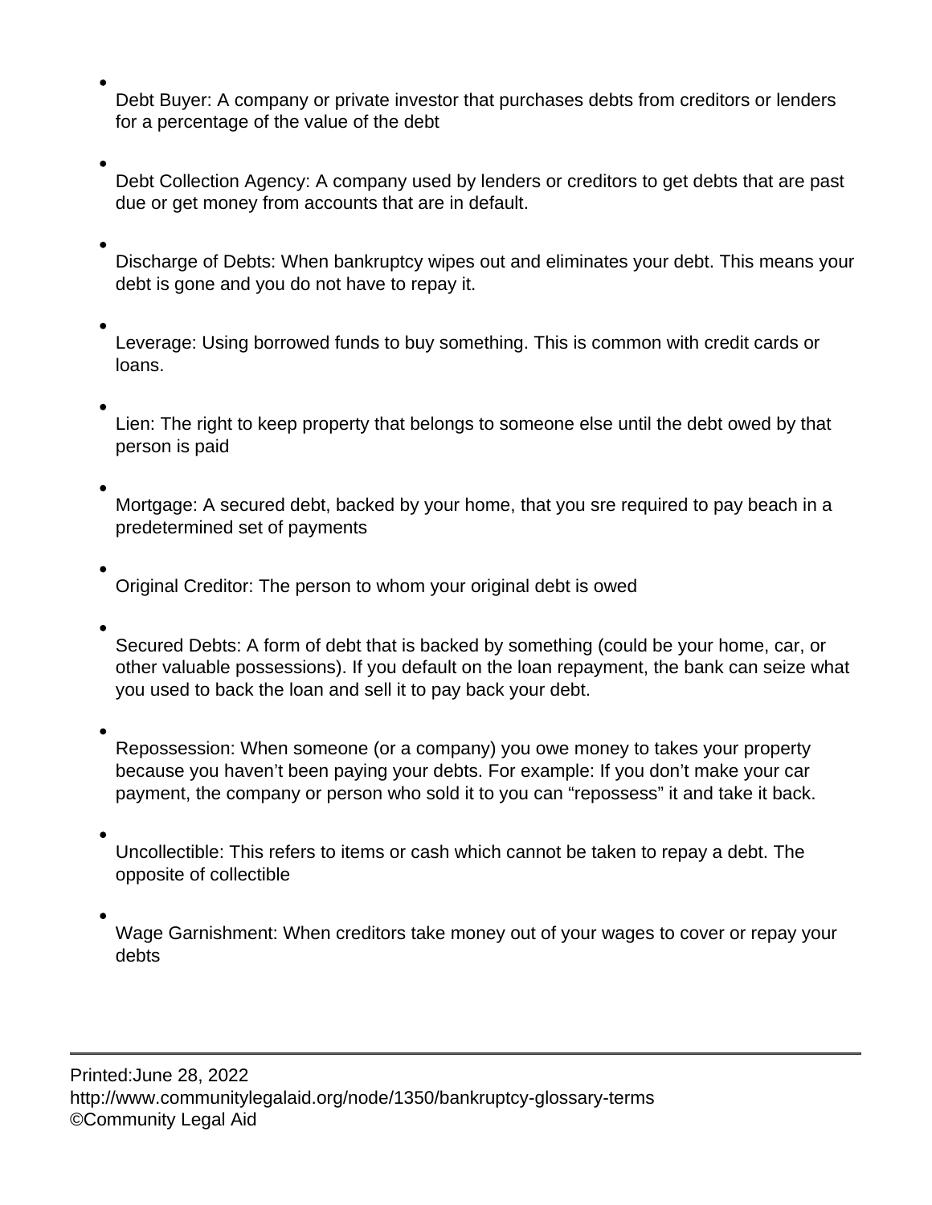- Debt Buyer: A company or private investor that purchases debts from creditors or lenders for a percentage of the value of the debt
- Debt Collection Agency: A company used by lenders or creditors to get debts that are past due or get money from accounts that are in default.
- Discharge of Debts: When bankruptcy wipes out and eliminates your debt. This means your debt is gone and you do not have to repay it.
- Leverage: Using borrowed funds to buy something. This is common with credit cards or loans.
- Lien: The right to keep property that belongs to someone else until the debt owed by that person is paid
- Mortgage: A secured debt, backed by your home, that you sre required to pay beach in a predetermined set of payments
- Original Creditor: The person to whom your original debt is owed
- Secured Debts: A form of debt that is backed by something (could be your home, car, or other valuable possessions). If you default on the loan repayment, the bank can seize what you used to back the loan and sell it to pay back your debt.
- Repossession: When someone (or a company) you owe money to takes your property because you haven't been paying your debts. For example: If you don't make your car payment, the company or person who sold it to you can "repossess" it and take it back.
- Uncollectible: This refers to items or cash which cannot be taken to repay a debt. The opposite of collectible
- Wage Garnishment: When creditors take money out of your wages to cover or repay your debts